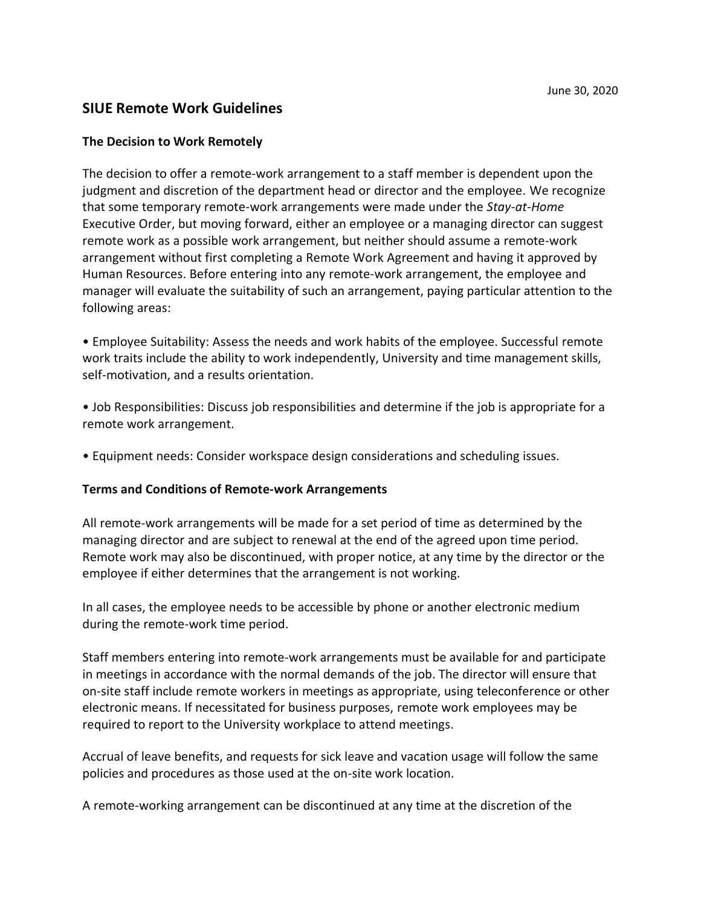June 30, 2020

## SIUE Remote Work Guidelines

### The Decision to Work Remotely

The decision to offer a remote-work arrangement to a staff member is dependent upon the judgment and discretion of the department head or director and the employee. We recognize that some temporary remote-work arrangements were made under the *Stay-at-Home* Executive Order, but moving forward, either an employee or a managing director can suggest remote work as a possible work arrangement, but neither should assume a remote-work arrangement without first completing a Remote Work Agreement and having it approved by Human Resources. Before entering into any remote-work arrangement, the employee and manager will evaluate the suitability of such an arrangement, paying particular attention to the following areas:

- Employee Suitability: Assess the needs and work habits of the employee. Successful remote work traits include the ability to work independently, University and time management skills, self-motivation, and a results orientation.

- Job Responsibilities: Discuss job responsibilities and determine if the job is appropriate for a remote work arrangement.

- Equipment needs: Consider workspace design considerations and scheduling issues.

### Terms and Conditions of Remote-work Arrangements

All remote-work arrangements will be made for a set period of time as determined by the managing director and are subject to renewal at the end of the agreed upon time period. Remote work may also be discontinued, with proper notice, at any time by the director or the employee if either determines that the arrangement is not working.

In all cases, the employee needs to be accessible by phone or another electronic medium during the remote-work time period.

Staff members entering into remote-work arrangements must be available for and participate in meetings in accordance with the normal demands of the job. The director will ensure that on-site staff include remote workers in meetings as appropriate, using teleconference or other electronic means. If necessitated for business purposes, remote work employees may be required to report to the University workplace to attend meetings.

Accrual of leave benefits, and requests for sick leave and vacation usage will follow the same policies and procedures as those used at the on-site work location.

A remote-working arrangement can be discontinued at any time at the discretion of the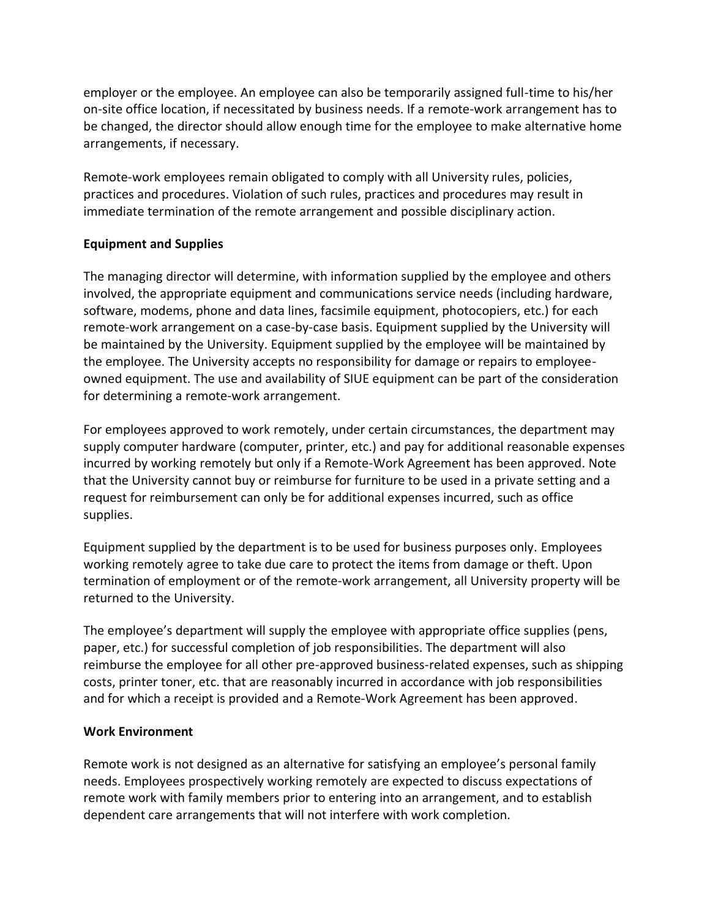employer or the employee. An employee can also be temporarily assigned full-time to his/her on-site office location, if necessitated by business needs. If a remote-work arrangement has to be changed, the director should allow enough time for the employee to make alternative home arrangements, if necessary.

Remote-work employees remain obligated to comply with all University rules, policies, practices and procedures. Violation of such rules, practices and procedures may result in immediate termination of the remote arrangement and possible disciplinary action.

**Equipment and Supplies**

The managing director will determine, with information supplied by the employee and others involved, the appropriate equipment and communications service needs (including hardware, software, modems, phone and data lines, facsimile equipment, photocopiers, etc.) for each remote-work arrangement on a case-by-case basis. Equipment supplied by the University will be maintained by the University. Equipment supplied by the employee will be maintained by the employee. The University accepts no responsibility for damage or repairs to employee-owned equipment. The use and availability of SIUE equipment can be part of the consideration for determining a remote-work arrangement.

For employees approved to work remotely, under certain circumstances, the department may supply computer hardware (computer, printer, etc.) and pay for additional reasonable expenses incurred by working remotely but only if a Remote-Work Agreement has been approved. Note that the University cannot buy or reimburse for furniture to be used in a private setting and a request for reimbursement can only be for additional expenses incurred, such as office supplies.

Equipment supplied by the department is to be used for business purposes only. Employees working remotely agree to take due care to protect the items from damage or theft. Upon termination of employment or of the remote-work arrangement, all University property will be returned to the University.

The employee's department will supply the employee with appropriate office supplies (pens, paper, etc.) for successful completion of job responsibilities. The department will also reimburse the employee for all other pre-approved business-related expenses, such as shipping costs, printer toner, etc. that are reasonably incurred in accordance with job responsibilities and for which a receipt is provided and a Remote-Work Agreement has been approved.

**Work Environment**

Remote work is not designed as an alternative for satisfying an employee's personal family needs. Employees prospectively working remotely are expected to discuss expectations of remote work with family members prior to entering into an arrangement, and to establish dependent care arrangements that will not interfere with work completion.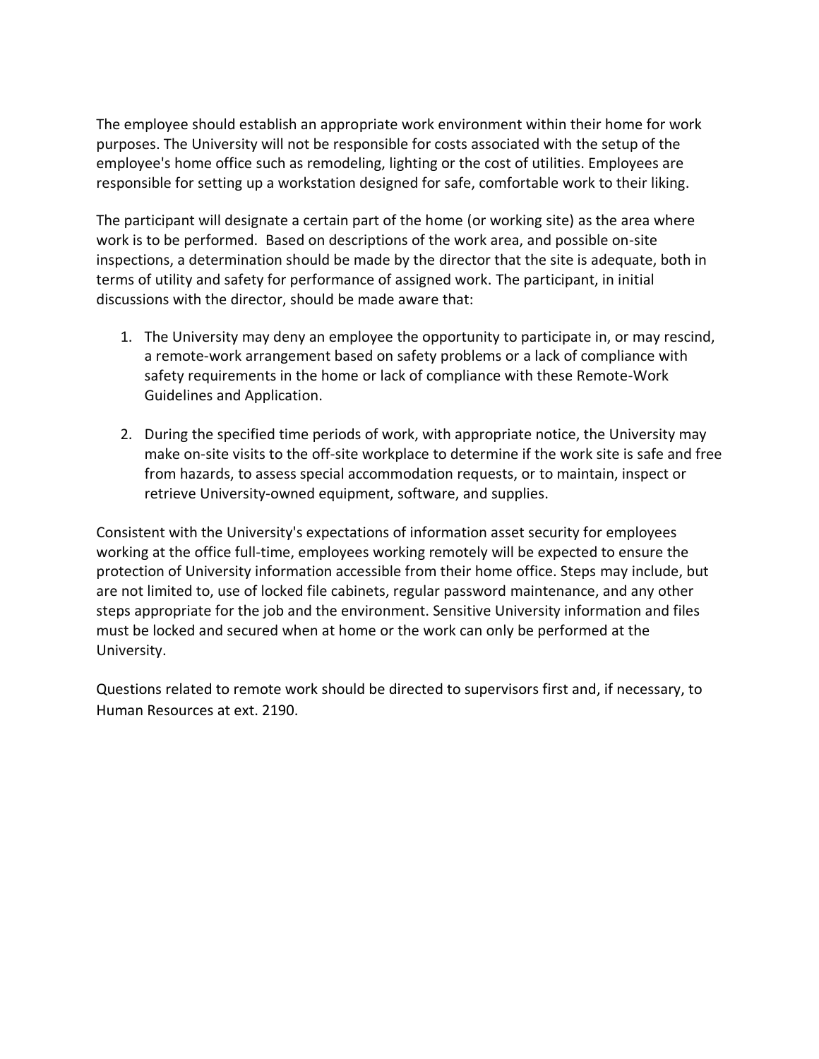The employee should establish an appropriate work environment within their home for work purposes. The University will not be responsible for costs associated with the setup of the employee's home office such as remodeling, lighting or the cost of utilities. Employees are responsible for setting up a workstation designed for safe, comfortable work to their liking.

The participant will designate a certain part of the home (or working site) as the area where work is to be performed. Based on descriptions of the work area, and possible on-site inspections, a determination should be made by the director that the site is adequate, both in terms of utility and safety for performance of assigned work. The participant, in initial discussions with the director, should be made aware that:

1. The University may deny an employee the opportunity to participate in, or may rescind, a remote-work arrangement based on safety problems or a lack of compliance with safety requirements in the home or lack of compliance with these Remote-Work Guidelines and Application.

2. During the specified time periods of work, with appropriate notice, the University may make on-site visits to the off-site workplace to determine if the work site is safe and free from hazards, to assess special accommodation requests, or to maintain, inspect or retrieve University-owned equipment, software, and supplies.

Consistent with the University's expectations of information asset security for employees working at the office full-time, employees working remotely will be expected to ensure the protection of University information accessible from their home office. Steps may include, but are not limited to, use of locked file cabinets, regular password maintenance, and any other steps appropriate for the job and the environment. Sensitive University information and files must be locked and secured when at home or the work can only be performed at the University.

Questions related to remote work should be directed to supervisors first and, if necessary, to Human Resources at ext. 2190.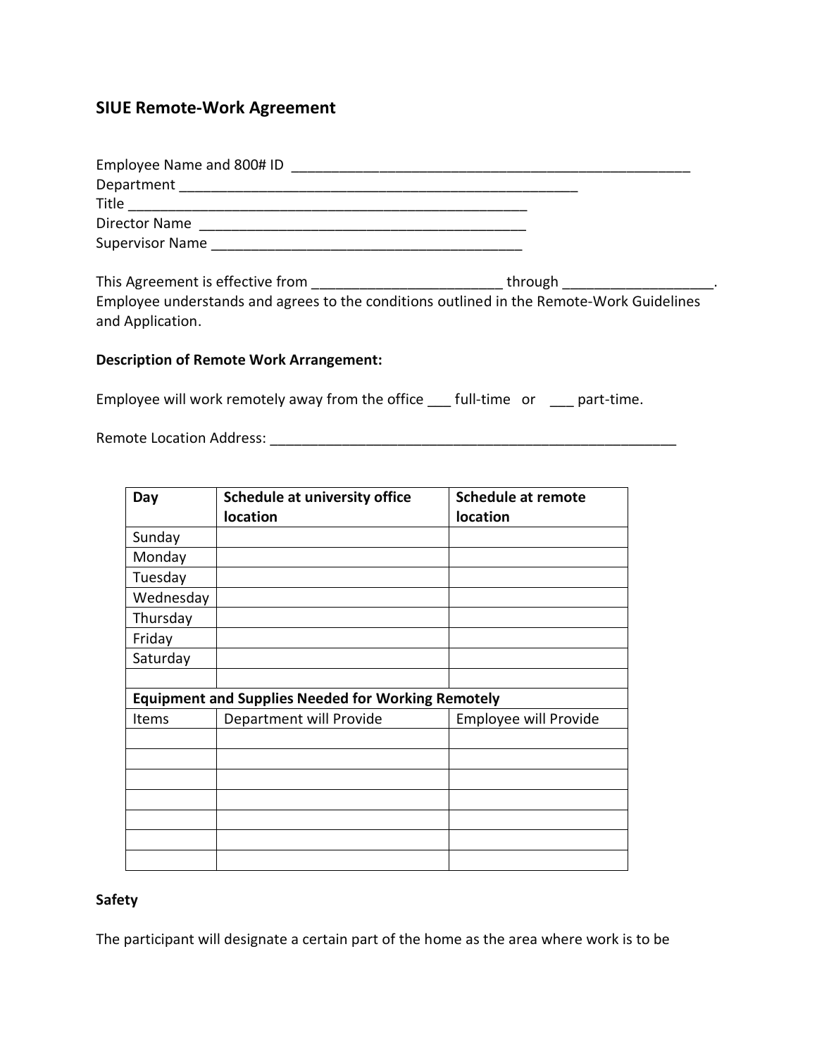## SIUE Remote-Work Agreement

Employee Name and 800# ID ____________________________________________________
Department ____________________________________________________
Title ____________________________________________________
Director Name ________________________________________
Supervisor Name ________________________________________

This Agreement is effective from ________________________ through ___________________.
Employee understands and agrees to the conditions outlined in the Remote-Work Guidelines and Application.

**Description of Remote Work Arrangement:**

Employee will work remotely away from the office ___ full-time or ___ part-time.

Remote Location Address: ____________________________________________________

| **Day** | **Schedule at university office location** | **Schedule at remote location** |
|---|---|---|
| Sunday | | |
| Monday | | |
| Tuesday | | |
| Wednesday | | |
| Thursday | | |
| Friday | | |
| Saturday | | |
| | | |
| **Equipment and Supplies Needed for Working Remotely** | | |
| Items | Department will Provide | Employee will Provide |
| | | |
| | | |
| | | |
| | | |
| | | |
| | | |
| | | |

**Safety**

The participant will designate a certain part of the home as the area where work is to be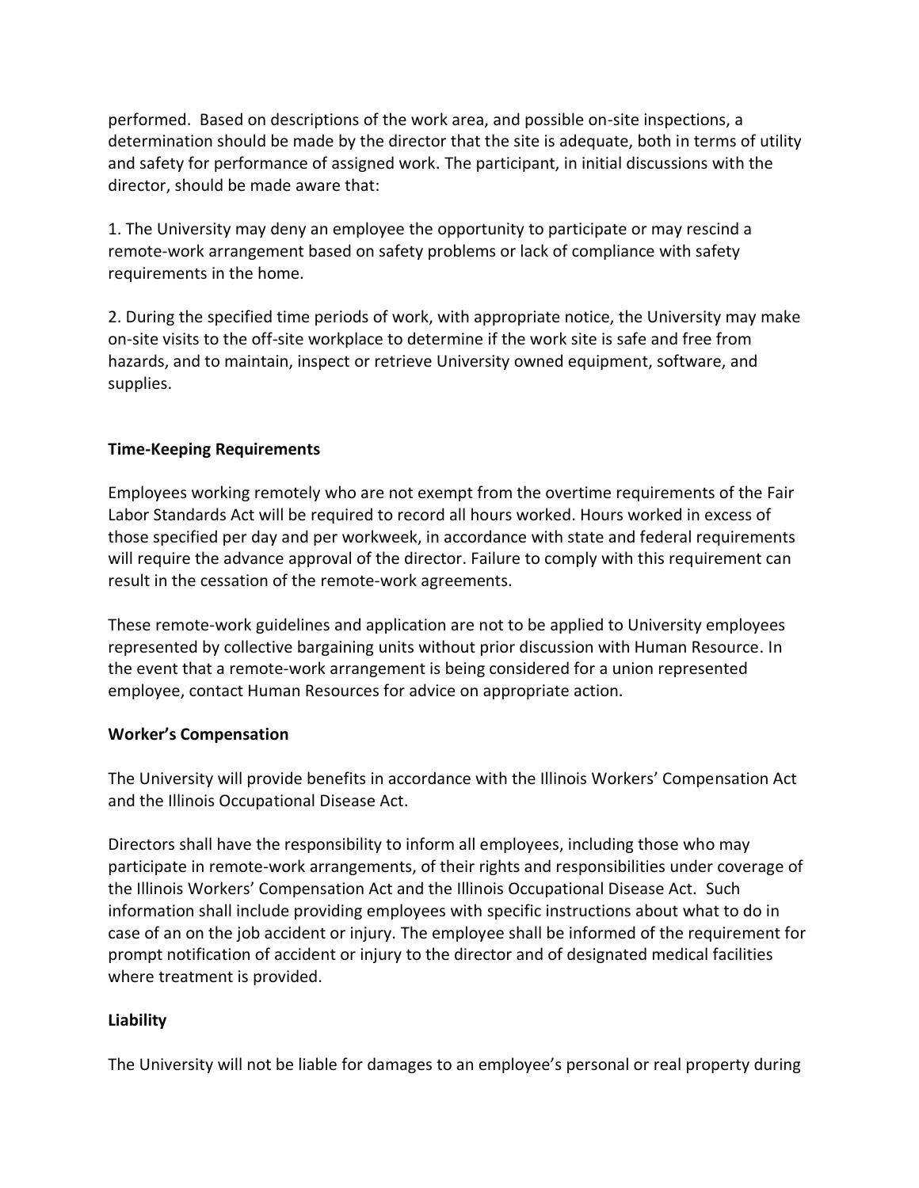performed. Based on descriptions of the work area, and possible on-site inspections, a determination should be made by the director that the site is adequate, both in terms of utility and safety for performance of assigned work. The participant, in initial discussions with the director, should be made aware that:

1. The University may deny an employee the opportunity to participate or may rescind a remote-work arrangement based on safety problems or lack of compliance with safety requirements in the home.

2. During the specified time periods of work, with appropriate notice, the University may make on-site visits to the off-site workplace to determine if the work site is safe and free from hazards, and to maintain, inspect or retrieve University owned equipment, software, and supplies.

**Time-Keeping Requirements**

Employees working remotely who are not exempt from the overtime requirements of the Fair Labor Standards Act will be required to record all hours worked. Hours worked in excess of those specified per day and per workweek, in accordance with state and federal requirements will require the advance approval of the director. Failure to comply with this requirement can result in the cessation of the remote-work agreements.

These remote-work guidelines and application are not to be applied to University employees represented by collective bargaining units without prior discussion with Human Resource. In the event that a remote-work arrangement is being considered for a union represented employee, contact Human Resources for advice on appropriate action.

**Worker's Compensation**

The University will provide benefits in accordance with the Illinois Workers' Compensation Act and the Illinois Occupational Disease Act.

Directors shall have the responsibility to inform all employees, including those who may participate in remote-work arrangements, of their rights and responsibilities under coverage of the Illinois Workers' Compensation Act and the Illinois Occupational Disease Act. Such information shall include providing employees with specific instructions about what to do in case of an on the job accident or injury. The employee shall be informed of the requirement for prompt notification of accident or injury to the director and of designated medical facilities where treatment is provided.

**Liability**

The University will not be liable for damages to an employee's personal or real property during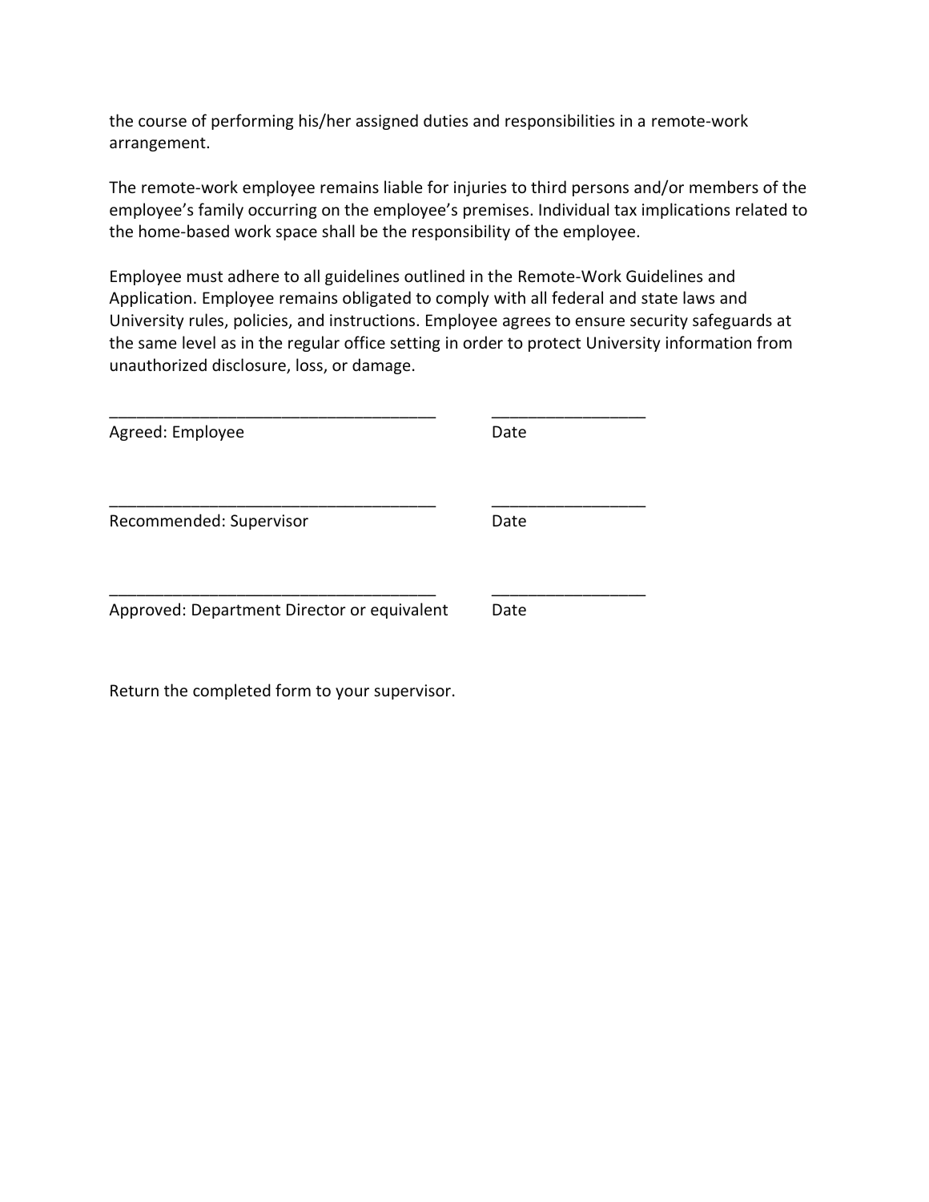the course of performing his/her assigned duties and responsibilities in a remote-work arrangement.

The remote-work employee remains liable for injuries to third persons and/or members of the employee's family occurring on the employee's premises. Individual tax implications related to the home-based work space shall be the responsibility of the employee.

Employee must adhere to all guidelines outlined in the Remote-Work Guidelines and Application. Employee remains obligated to comply with all federal and state laws and University rules, policies, and instructions. Employee agrees to ensure security safeguards at the same level as in the regular office setting in order to protect University information from unauthorized disclosure, loss, or damage.

____________________________________ ________________
Agreed: Employee Date

____________________________________ ________________
Recommended: Supervisor Date

____________________________________ ________________
Approved: Department Director or equivalent Date

Return the completed form to your supervisor.